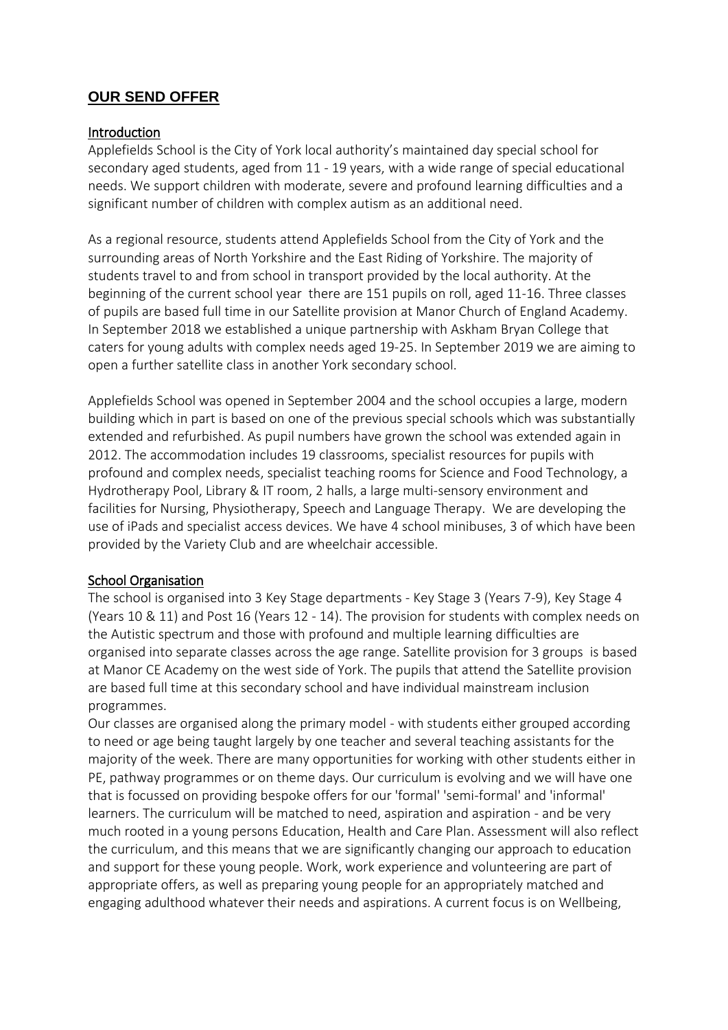## OUR SEND OFFER

### Introduction

Applefields School is the City of York local authority's maintained day special school for secondary aged students, aged from 11 - 19 years, with a wide range of special educational needs. We support children with moderate, severe and profound learning difficulties and a significant number of children with complex autism as an additional need.

As a regional resource, students attend Applefields School from the City of York and the surrounding areas of North Yorkshire and the East Riding of Yorkshire. The majority of students travel to and from school in transport provided by the local authority. At the beginning of the current school year there are 151 pupils on roll, aged 11-16. Three classes of pupils are based full time in our Satellite provision at Manor Church of England Academy. In September 2018 we established a unique partnership with Askham Bryan College that caters for young adults with complex needs aged 19-25. In September 2019 we are aiming to open a further satellite class in another York secondary school.

Applefields School was opened in September 2004 and the school occupies a large, modern building which in part is based on one of the previous special schools which was substantially extended and refurbished. As pupil numbers have grown the school was extended again in 2012. The accommodation includes 19 classrooms, specialist resources for pupils with profound and complex needs, specialist teaching rooms for Science and Food Technology, a Hydrotherapy Pool, Library & IT room, 2 halls, a large multi-sensory environment and facilities for Nursing, Physiotherapy, Speech and Language Therapy. We are developing the use of iPads and specialist access devices. We have 4 school minibuses, 3 of which have been provided by the Variety Club and are wheelchair accessible.

### School Organisation

The school is organised into 3 Key Stage departments - Key Stage 3 (Years 7-9), Key Stage 4 (Years 10 & 11) and Post 16 (Years 12 - 14). The provision for students with complex needs on the Autistic spectrum and those with profound and multiple learning difficulties are organised into separate classes across the age range. Satellite provision for 3 groups is based at Manor CE Academy on the west side of York. The pupils that attend the Satellite provision are based full time at this secondary school and have individual mainstream inclusion programmes.

Our classes are organised along the primary model - with students either grouped according to need or age being taught largely by one teacher and several teaching assistants for the majority of the week. There are many opportunities for working with other students either in PE, pathway programmes or on theme days. Our curriculum is evolving and we will have one that is focussed on providing bespoke offers for our 'formal' 'semi-formal' and 'informal' learners. The curriculum will be matched to need, aspiration and aspiration - and be very much rooted in a young persons Education, Health and Care Plan. Assessment will also reflect the curriculum, and this means that we are significantly changing our approach to education and support for these young people. Work, work experience and volunteering are part of appropriate offers, as well as preparing young people for an appropriately matched and engaging adulthood whatever their needs and aspirations. A current focus is on Wellbeing,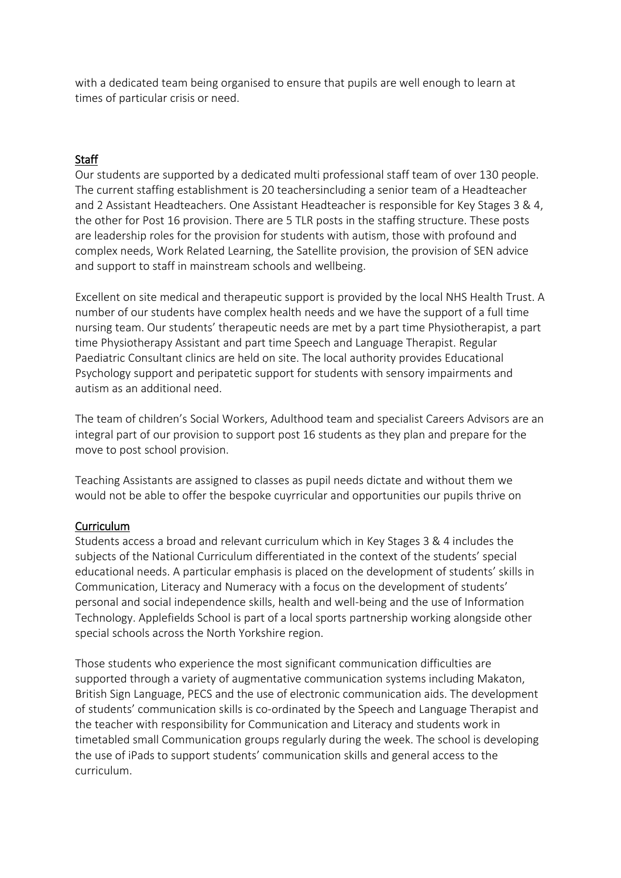with a dedicated team being organised to ensure that pupils are well enough to learn at times of particular crisis or need.

## Staff

Our students are supported by a dedicated multi professional staff team of over 130 people. The current staffing establishment is 20 teachersincluding a senior team of a Headteacher and 2 Assistant Headteachers. One Assistant Headteacher is responsible for Key Stages 3 & 4, the other for Post 16 provision. There are 5 TLR posts in the staffing structure. These posts are leadership roles for the provision for students with autism, those with profound and complex needs, Work Related Learning, the Satellite provision, the provision of SEN advice and support to staff in mainstream schools and wellbeing.

Excellent on site medical and therapeutic support is provided by the local NHS Health Trust. A number of our students have complex health needs and we have the support of a full time nursing team. Our students' therapeutic needs are met by a part time Physiotherapist, a part time Physiotherapy Assistant and part time Speech and Language Therapist. Regular Paediatric Consultant clinics are held on site. The local authority provides Educational Psychology support and peripatetic support for students with sensory impairments and autism as an additional need.

The team of children's Social Workers, Adulthood team and specialist Careers Advisors are an integral part of our provision to support post 16 students as they plan and prepare for the move to post school provision.

Teaching Assistants are assigned to classes as pupil needs dictate and without them we would not be able to offer the bespoke cuyrricular and opportunities our pupils thrive on

## Curriculum

Students access a broad and relevant curriculum which in Key Stages 3 & 4 includes the subjects of the National Curriculum differentiated in the context of the students' special educational needs. A particular emphasis is placed on the development of students' skills in Communication, Literacy and Numeracy with a focus on the development of students' personal and social independence skills, health and well-being and the use of Information Technology. Applefields School is part of a local sports partnership working alongside other special schools across the North Yorkshire region.

Those students who experience the most significant communication difficulties are supported through a variety of augmentative communication systems including Makaton, British Sign Language, PECS and the use of electronic communication aids. The development of students' communication skills is co-ordinated by the Speech and Language Therapist and the teacher with responsibility for Communication and Literacy and students work in timetabled small Communication groups regularly during the week. The school is developing the use of iPads to support students' communication skills and general access to the curriculum.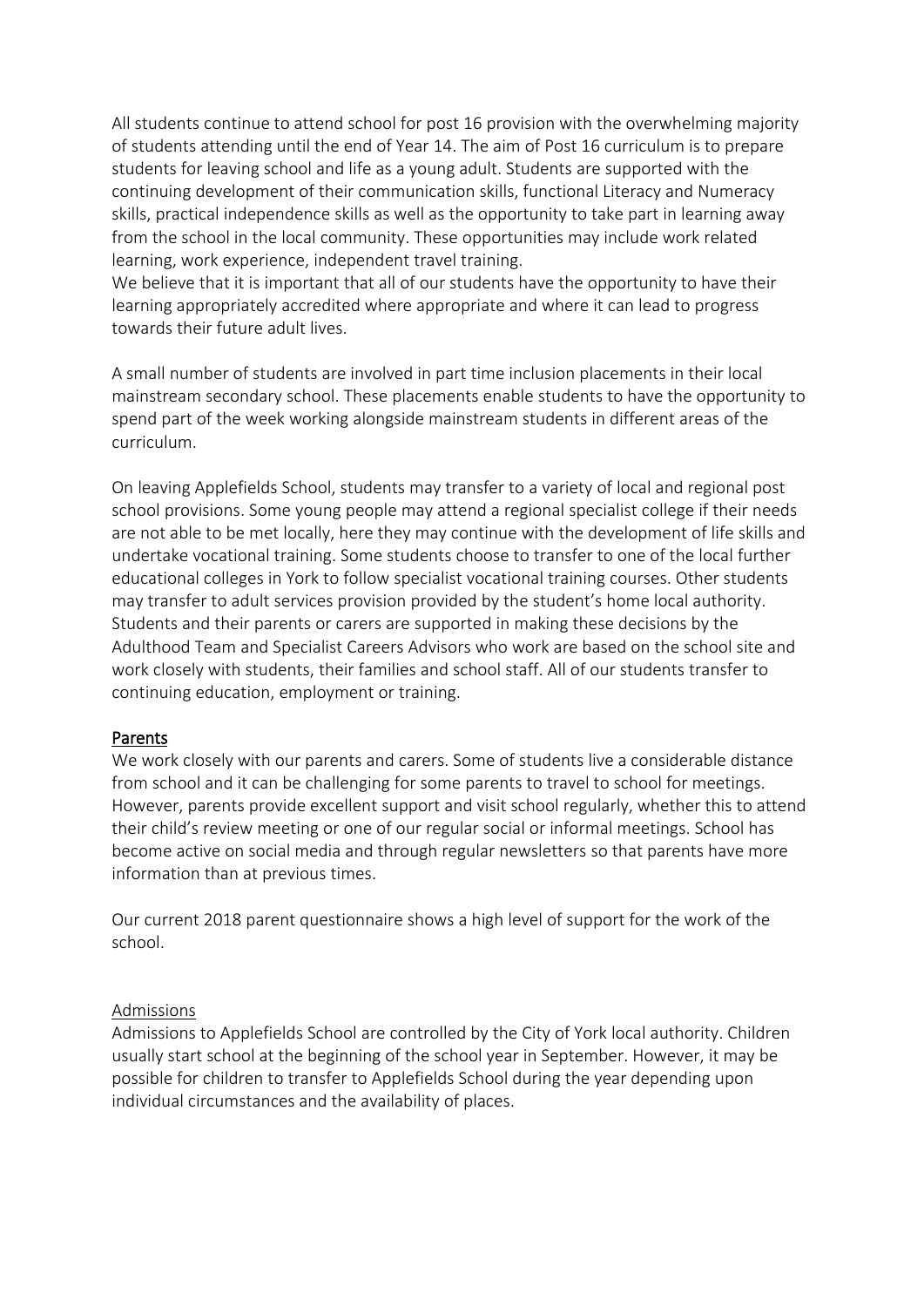All students continue to attend school for post 16 provision with the overwhelming majority of students attending until the end of Year 14. The aim of Post 16 curriculum is to prepare students for leaving school and life as a young adult. Students are supported with the continuing development of their communication skills, functional Literacy and Numeracy skills, practical independence skills as well as the opportunity to take part in learning away from the school in the local community. These opportunities may include work related learning, work experience, independent travel training.
We believe that it is important that all of our students have the opportunity to have their learning appropriately accredited where appropriate and where it can lead to progress towards their future adult lives.

A small number of students are involved in part time inclusion placements in their local mainstream secondary school. These placements enable students to have the opportunity to spend part of the week working alongside mainstream students in different areas of the curriculum.

On leaving Applefields School, students may transfer to a variety of local and regional post school provisions. Some young people may attend a regional specialist college if their needs are not able to be met locally, here they may continue with the development of life skills and undertake vocational training. Some students choose to transfer to one of the local further educational colleges in York to follow specialist vocational training courses. Other students may transfer to adult services provision provided by the student's home local authority. Students and their parents or carers are supported in making these decisions by the Adulthood Team and Specialist Careers Advisors who work are based on the school site and work closely with students, their families and school staff. All of our students transfer to continuing education, employment or training.

## Parents

We work closely with our parents and carers. Some of students live a considerable distance from school and it can be challenging for some parents to travel to school for meetings. However, parents provide excellent support and visit school regularly, whether this to attend their child's review meeting or one of our regular social or informal meetings. School has become active on social media and through regular newsletters so that parents have more information than at previous times.

Our current 2018 parent questionnaire shows a high level of support for the work of the school.

## Admissions

Admissions to Applefields School are controlled by the City of York local authority. Children usually start school at the beginning of the school year in September. However, it may be possible for children to transfer to Applefields School during the year depending upon individual circumstances and the availability of places.